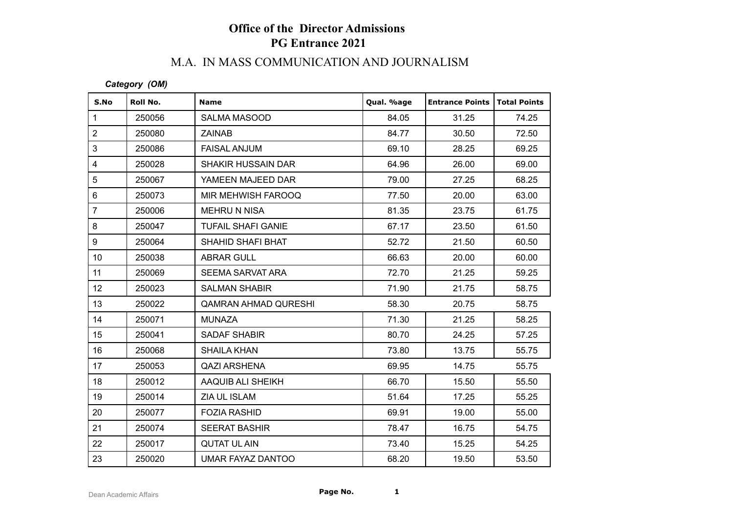# Office of the Director Admissions
# PG Entrance 2021

## M.A. IN MASS COMMUNICATION AND JOURNALISM

***Category (OM)***

| S.No | Roll No. | Name | Qual. %age | Entrance Points | Total Points |
|---|---|---|---|---|---|
| 1 | 250056 | SALMA MASOOD | 84.05 | 31.25 | 74.25 |
| 2 | 250080 | ZAINAB | 84.77 | 30.50 | 72.50 |
| 3 | 250086 | FAISAL ANJUM | 69.10 | 28.25 | 69.25 |
| 4 | 250028 | SHAKIR HUSSAIN DAR | 64.96 | 26.00 | 69.00 |
| 5 | 250067 | YAMEEN MAJEED DAR | 79.00 | 27.25 | 68.25 |
| 6 | 250073 | MIR MEHWISH FAROOQ | 77.50 | 20.00 | 63.00 |
| 7 | 250006 | MEHRU N NISA | 81.35 | 23.75 | 61.75 |
| 8 | 250047 | TUFAIL SHAFI GANIE | 67.17 | 23.50 | 61.50 |
| 9 | 250064 | SHAHID SHAFI BHAT | 52.72 | 21.50 | 60.50 |
| 10 | 250038 | ABRAR GULL | 66.63 | 20.00 | 60.00 |
| 11 | 250069 | SEEMA SARVAT ARA | 72.70 | 21.25 | 59.25 |
| 12 | 250023 | SALMAN SHABIR | 71.90 | 21.75 | 58.75 |
| 13 | 250022 | QAMRAN AHMAD QURESHI | 58.30 | 20.75 | 58.75 |
| 14 | 250071 | MUNAZA | 71.30 | 21.25 | 58.25 |
| 15 | 250041 | SADAF SHABIR | 80.70 | 24.25 | 57.25 |
| 16 | 250068 | SHAILA KHAN | 73.80 | 13.75 | 55.75 |
| 17 | 250053 | QAZI ARSHENA | 69.95 | 14.75 | 55.75 |
| 18 | 250012 | AAQUIB ALI SHEIKH | 66.70 | 15.50 | 55.50 |
| 19 | 250014 | ZIA UL ISLAM | 51.64 | 17.25 | 55.25 |
| 20 | 250077 | FOZIA RASHID | 69.91 | 19.00 | 55.00 |
| 21 | 250074 | SEERAT BASHIR | 78.47 | 16.75 | 54.75 |
| 22 | 250017 | QUTAT UL AIN | 73.40 | 15.25 | 54.25 |
| 23 | 250020 | UMAR FAYAZ DANTOO | 68.20 | 19.50 | 53.50 |

Dean Academic Affairs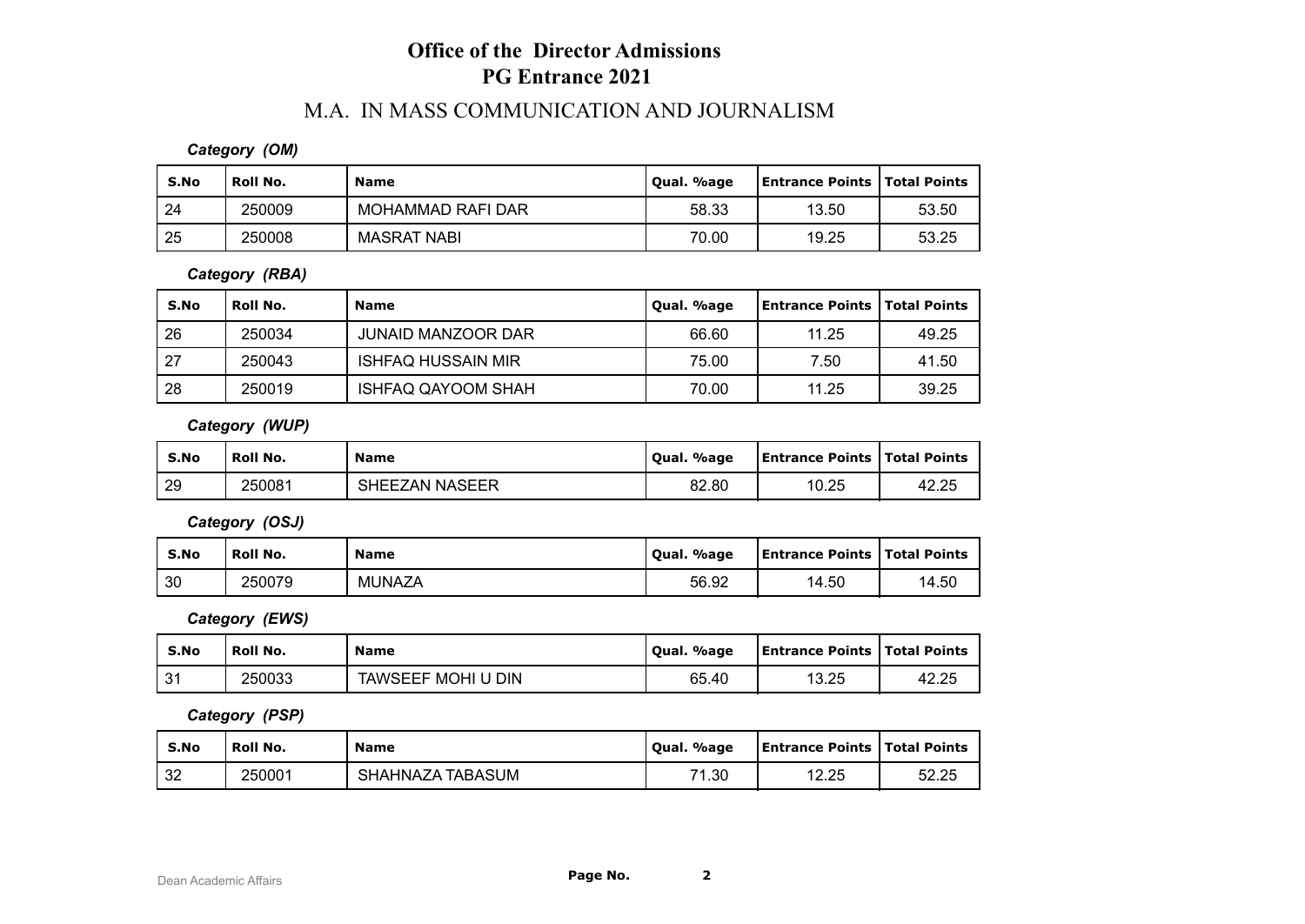# Office of the Director Admissions
# PG Entrance 2021

## M.A. IN MASS COMMUNICATION AND JOURNALISM

***Category (OM)***

| S.No | Roll No. | Name | Qual. %age | Entrance Points | Total Points |
|---|---|---|---|---|---|
| 24 | 250009 | MOHAMMAD RAFI DAR | 58.33 | 13.50 | 53.50 |
| 25 | 250008 | MASRAT NABI | 70.00 | 19.25 | 53.25 |

***Category (RBA)***

| S.No | Roll No. | Name | Qual. %age | Entrance Points | Total Points |
|---|---|---|---|---|---|
| 26 | 250034 | JUNAID MANZOOR DAR | 66.60 | 11.25 | 49.25 |
| 27 | 250043 | ISHFAQ HUSSAIN MIR | 75.00 | 7.50 | 41.50 |
| 28 | 250019 | ISHFAQ QAYOOM SHAH | 70.00 | 11.25 | 39.25 |

***Category (WUP)***

| S.No | Roll No. | Name | Qual. %age | Entrance Points | Total Points |
|---|---|---|---|---|---|
| 29 | 250081 | SHEEZAN NASEER | 82.80 | 10.25 | 42.25 |

***Category (OSJ)***

| S.No | Roll No. | Name | Qual. %age | Entrance Points | Total Points |
|---|---|---|---|---|---|
| 30 | 250079 | MUNAZA | 56.92 | 14.50 | 14.50 |

***Category (EWS)***

| S.No | Roll No. | Name | Qual. %age | Entrance Points | Total Points |
|---|---|---|---|---|---|
| 31 | 250033 | TAWSEEF MOHI U DIN | 65.40 | 13.25 | 42.25 |

***Category (PSP)***

| S.No | Roll No. | Name | Qual. %age | Entrance Points | Total Points |
|---|---|---|---|---|---|
| 32 | 250001 | SHAHNAZA TABASUM | 71.30 | 12.25 | 52.25 |

Dean Academic Affairs